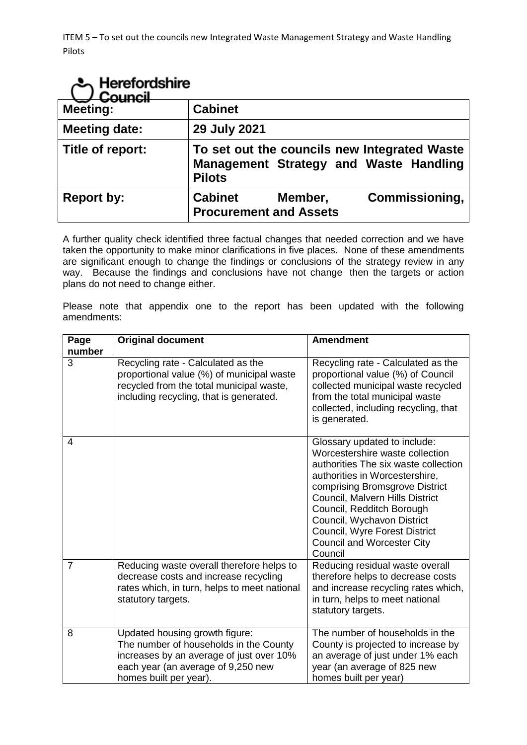ITEM 5 – To set out the councils new Integrated Waste Management Strategy and Waste Handling Pilots

Herefordshire Council

| Meeting: | Cabinet |
| --- | --- |
| Meeting date: | 29 July 2021 |
| Title of report: | To set out the councils new Integrated Waste Management Strategy and Waste Handling Pilots |
| Report by: | Cabinet Member, Commissioning, Procurement and Assets |

A further quality check identified three factual changes that needed correction and we have taken the opportunity to make minor clarifications in five places. None of these amendments are significant enough to change the findings or conclusions of the strategy review in any way. Because the findings and conclusions have not change then the targets or action plans do not need to change either.

Please note that appendix one to the report has been updated with the following amendments:

| Page number | Original document | Amendment |
| --- | --- | --- |
| 3 | Recycling rate - Calculated as the proportional value (%) of municipal waste recycled from the total municipal waste, including recycling, that is generated. | Recycling rate - Calculated as the proportional value (%) of Council collected municipal waste recycled from the total municipal waste collected, including recycling, that is generated. |
| 4 | | Glossary updated to include: Worcestershire waste collection authorities The six waste collection authorities in Worcestershire, comprising Bromsgrove District Council, Malvern Hills District Council, Redditch Borough Council, Wychavon District Council, Wyre Forest District Council and Worcester City Council |
| 7 | Reducing waste overall therefore helps to decrease costs and increase recycling rates which, in turn, helps to meet national statutory targets. | Reducing residual waste overall therefore helps to decrease costs and increase recycling rates which, in turn, helps to meet national statutory targets. |
| 8 | Updated housing growth figure: The number of households in the County increases by an average of just over 10% each year (an average of 9,250 new homes built per year). | The number of households in the County is projected to increase by an average of just under 1% each year (an average of 825 new homes built per year) |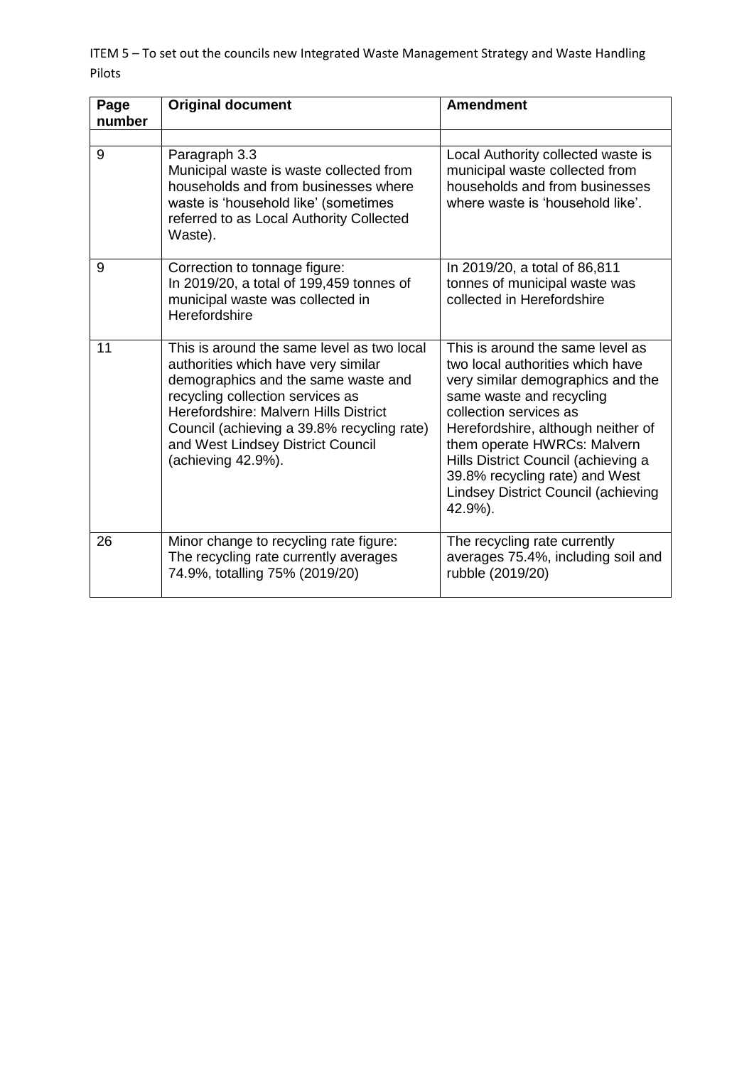ITEM 5 – To set out the councils new Integrated Waste Management Strategy and Waste Handling Pilots

| Page number | Original document | Amendment |
|---|---|---|
| | | |
| 9 | Paragraph 3.3<br>Municipal waste is waste collected from households and from businesses where waste is 'household like' (sometimes referred to as Local Authority Collected Waste). | Local Authority collected waste is municipal waste collected from households and from businesses where waste is 'household like'. |
| 9 | Correction to tonnage figure:<br>In 2019/20, a total of 199,459 tonnes of municipal waste was collected in Herefordshire | In 2019/20, a total of 86,811 tonnes of municipal waste was collected in Herefordshire |
| 11 | This is around the same level as two local authorities which have very similar demographics and the same waste and recycling collection services as Herefordshire: Malvern Hills District Council (achieving a 39.8% recycling rate) and West Lindsey District Council (achieving 42.9%). | This is around the same level as two local authorities which have very similar demographics and the same waste and recycling collection services as Herefordshire, although neither of them operate HWRCs: Malvern Hills District Council (achieving a 39.8% recycling rate) and West Lindsey District Council (achieving 42.9%). |
| 26 | Minor change to recycling rate figure:<br>The recycling rate currently averages 74.9%, totalling 75% (2019/20) | The recycling rate currently averages 75.4%, including soil and rubble (2019/20) |